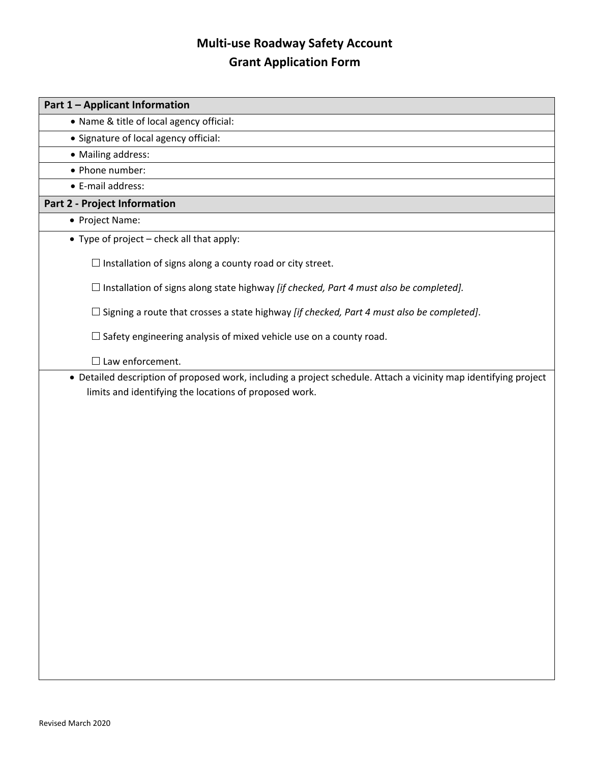# Multi-use Roadway Safety Account
# Grant Application Form

| **Part 1 – Applicant Information** |
| --- |
| • Name & title of local agency official: |
| • Signature of local agency official: |
| • Mailing address: |
| • Phone number: |
| • E-mail address: |
| **Part 2 - Project Information** |
| • Project Name: |
| • Type of project – check all that apply:<br><br>☐ Installation of signs along a county road or city street.<br><br>☐ Installation of signs along state highway *[if checked, Part 4 must also be completed].*<br><br>☐ Signing a route that crosses a state highway *[if checked, Part 4 must also be completed]*.<br><br>☐ Safety engineering analysis of mixed vehicle use on a county road.<br><br>☐ Law enforcement. |
| • Detailed description of proposed work, including a project schedule. Attach a vicinity map identifying project limits and identifying the locations of proposed work. |

Revised March 2020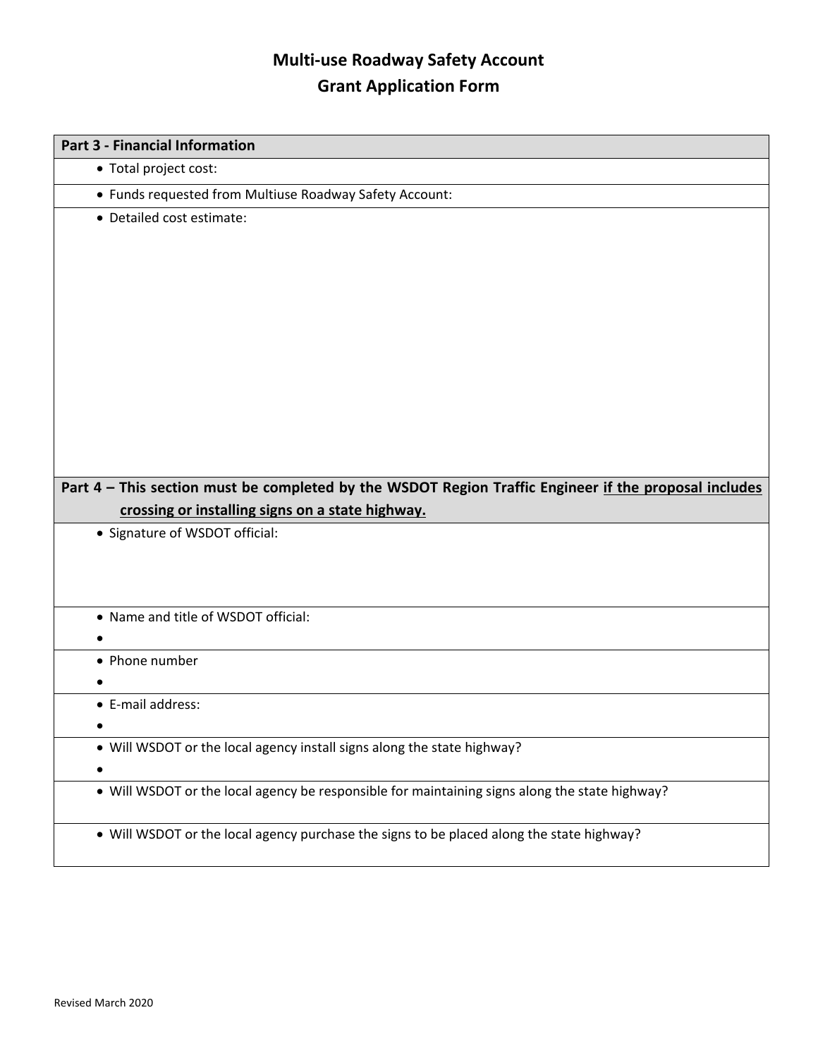# Multi-use Roadway Safety Account
# Grant Application Form

| **Part 3 - Financial Information** |
|---|
| • Total project cost: |
| • Funds requested from Multiuse Roadway Safety Account: |
| • Detailed cost estimate: |

| **Part 4 – This section must be completed by the WSDOT Region Traffic Engineer if the proposal includes crossing or installing signs on a state highway.** |
|---|
| • Signature of WSDOT official: |
| • Name and title of WSDOT official: <br> • |
| • Phone number <br> • |
| • E-mail address: <br> • |
| • Will WSDOT or the local agency install signs along the state highway? <br> • |
| • Will WSDOT or the local agency be responsible for maintaining signs along the state highway? |
| • Will WSDOT or the local agency purchase the signs to be placed along the state highway? |

Revised March 2020